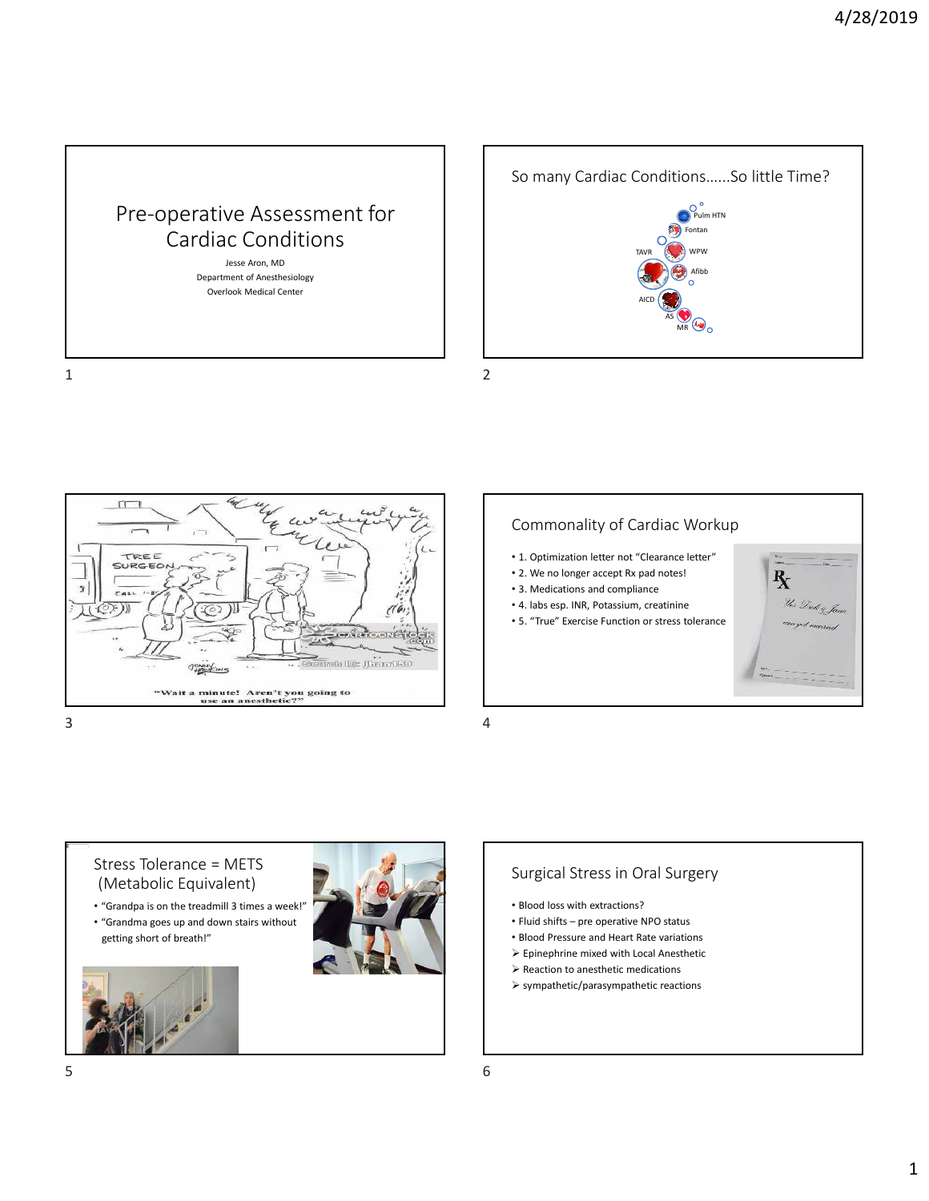# Pre-operative Assessment for Cardiac Conditions

Jesse Aron, MD
Department of Anesthesiology
Overlook Medical Center

## So many Cardiac Conditions……So little Time?

Pulm HTN
Fontan
TAVR
WPW
Afibb
AICD
AS
MR

"Wait a minute! Aren't you going to use an anesthetic?"

## Commonality of Cardiac Workup

- 1. Optimization letter not "Clearance letter"
- 2. We no longer accept Rx pad notes!
- 3. Medications and compliance
- 4. labs esp. INR, Potassium, creatinine
- 5. "True" Exercise Function or stress tolerance

## Stress Tolerance = METS (Metabolic Equivalent)

- "Grandpa is on the treadmill 3 times a week!"
- "Grandma goes up and down stairs without getting short of breath!"

## Surgical Stress in Oral Surgery

- Blood loss with extractions?
- Fluid shifts – pre operative NPO status
- Blood Pressure and Heart Rate variations
  - Epinephrine mixed with Local Anesthetic
  - Reaction to anesthetic medications
  - sympathetic/parasympathetic reactions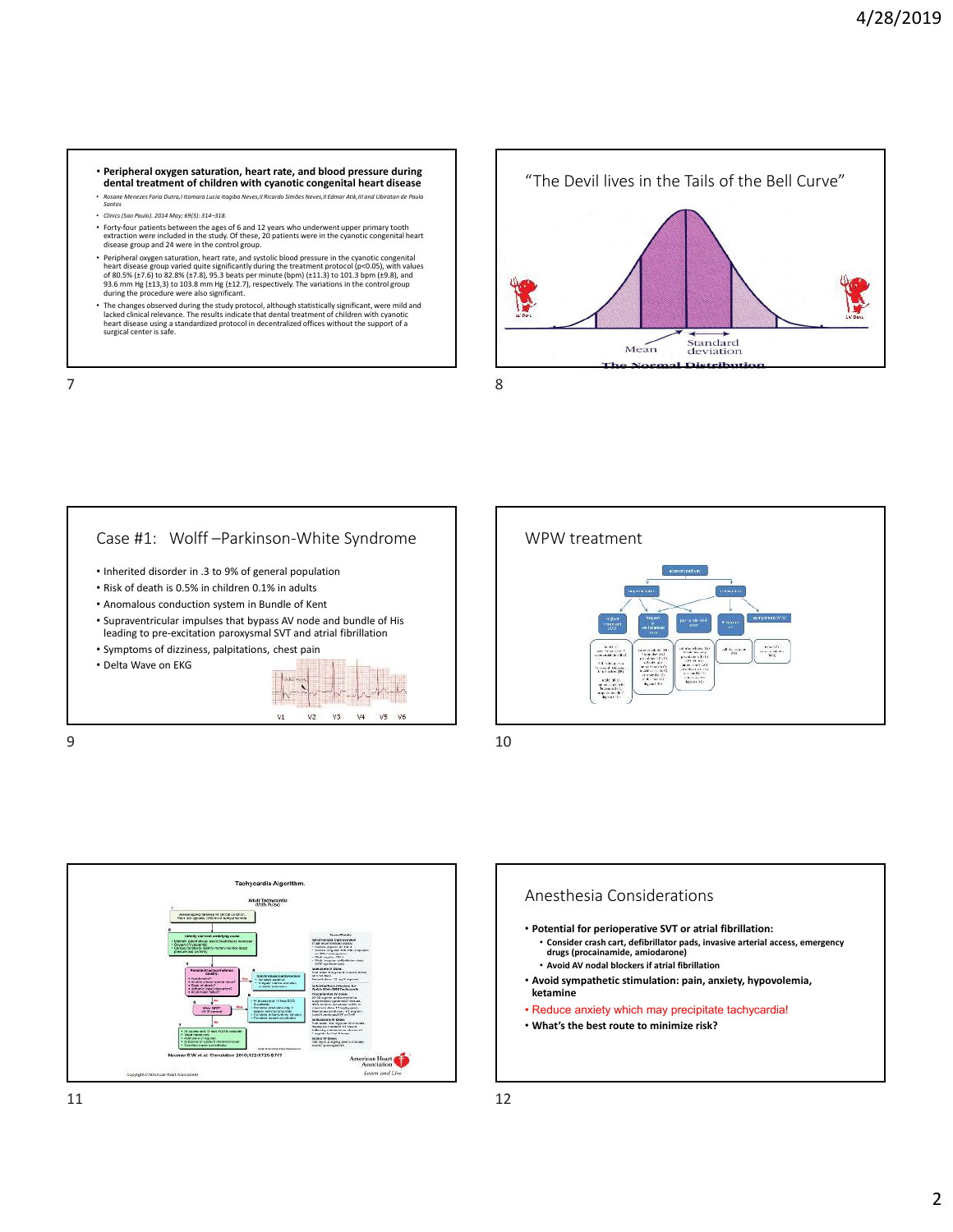- **Peripheral oxygen saturation, heart rate, and blood pressure during dental treatment of children with cyanotic congenital heart disease**
- *Rosane Menezes Faria Dutra,I Itamara Lucia Itagiba Neves,II Ricardo Simões Neves,II Edmar Atik,III and Ubiratan de Paula Santos*
- *Clinics (Sao Paulo). 2014 May; 69(5): 314–318.*
- Forty-four patients between the ages of 6 and 12 years who underwent upper primary tooth extraction were included in the study. Of these, 20 patients were in the cyanotic congenital heart disease group and 24 were in the control group.
- Peripheral oxygen saturation, heart rate, and systolic blood pressure in the cyanotic congenital heart disease group varied quite significantly during the treatment protocol (p<0.05), with values of 80.5% (±7.6) to 82.8% (±7.8), 95.3 beats per minute (bpm) (±11.3) to 101.3 bpm (±9.8), and 93.6 mm Hg (±13,3) to 103.8 mm Hg (±12.7), respectively. The variations in the control group during the procedure were also significant.
- The changes observed during the study protocol, although statistically significant, were mild and lacked clinical relevance. The results indicate that dental treatment of children with cyanotic heart disease using a standardized protocol in decentralized offices without the support of a surgical center is safe.

## "The Devil lives in the Tails of the Bell Curve"

Mean
Standard deviation
The Normal Distribution

## Case #1: Wolff –Parkinson-White Syndrome

- Inherited disorder in .3 to 9% of general population
- Risk of death is 0.5% in children 0.1% in adults
- Anomalous conduction system in Bundle of Kent
- Supraventricular impulses that bypass AV node and bundle of His leading to pre-excitation paroxysmal SVT and atrial fibrillation
- Symptoms of dizziness, palpitations, chest pain
- Delta Wave on EKG

V1 V2 V3 V4 V5 V6

## WPW treatment

Tachycardia Algorithm

Adult Tachycardia (With Pulse)

Neumar RW et al. Circulation 2010;122:S729-S767

## Anesthesia Considerations

- **Potential for perioperative SVT or atrial fibrillation:**
  - **Consider crash cart, defibrillator pads, invasive arterial access, emergency drugs (procainamide, amiodarone)**
  - **Avoid AV nodal blockers if atrial fibrillation**
- **Avoid sympathetic stimulation: pain, anxiety, hypovolemia, ketamine**
- Reduce anxiety which may precipitate tachycardia!
- **What's the best route to minimize risk?**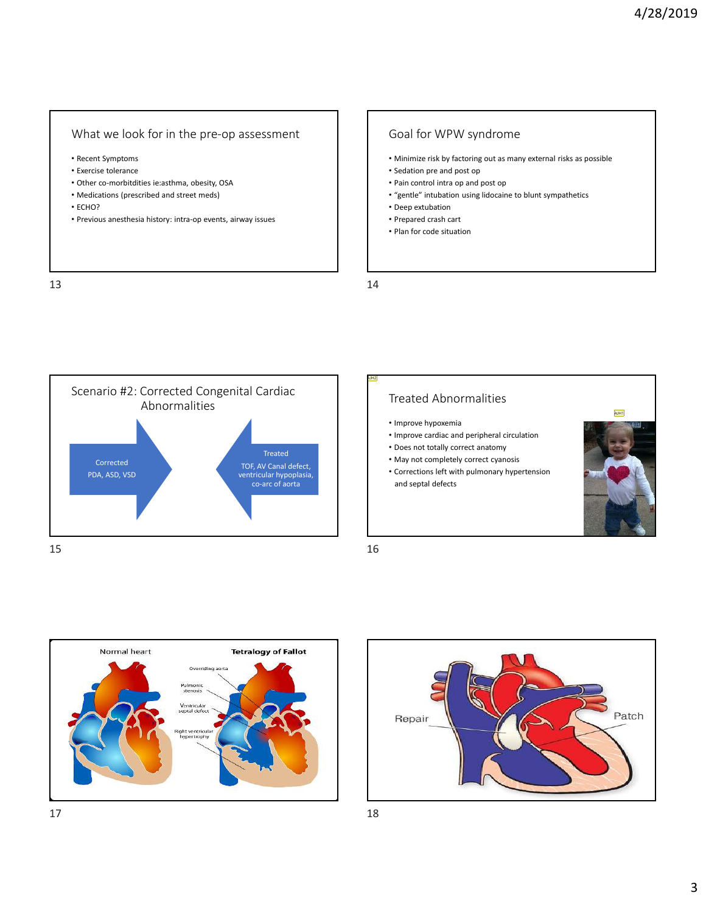## What we look for in the pre-op assessment

- Recent Symptoms
- Exercise tolerance
- Other co-morbitdities ie:asthma, obesity, OSA
- Medications (prescribed and street meds)
- ECHO?
- Previous anesthesia history: intra-op events, airway issues

## Goal for WPW syndrome

- Minimize risk by factoring out as many external risks as possible
- Sedation pre and post op
- Pain control intra op and post op
- "gentle" intubation using lidocaine to blunt sympathetics
- Deep extubation
- Prepared crash cart
- Plan for code situation

## Scenario #2: Corrected Congenital Cardiac Abnormalities

Corrected
PDA, ASD, VSD

Treated
TOF, AV Canal defect, ventricular hypoplasia, co-arc of aorta

## Treated Abnormalities

- Improve hypoxemia
- Improve cardiac and peripheral circulation
- Does not totally correct anatomy
- May not completely correct cyanosis
- Corrections left with pulmonary hypertension and septal defects

Normal heart — Tetralogy of Fallot

Overriding aorta
Pulmonic stenosis
Ventricular septal defect
Right ventricular hypertrophy

Repair — Patch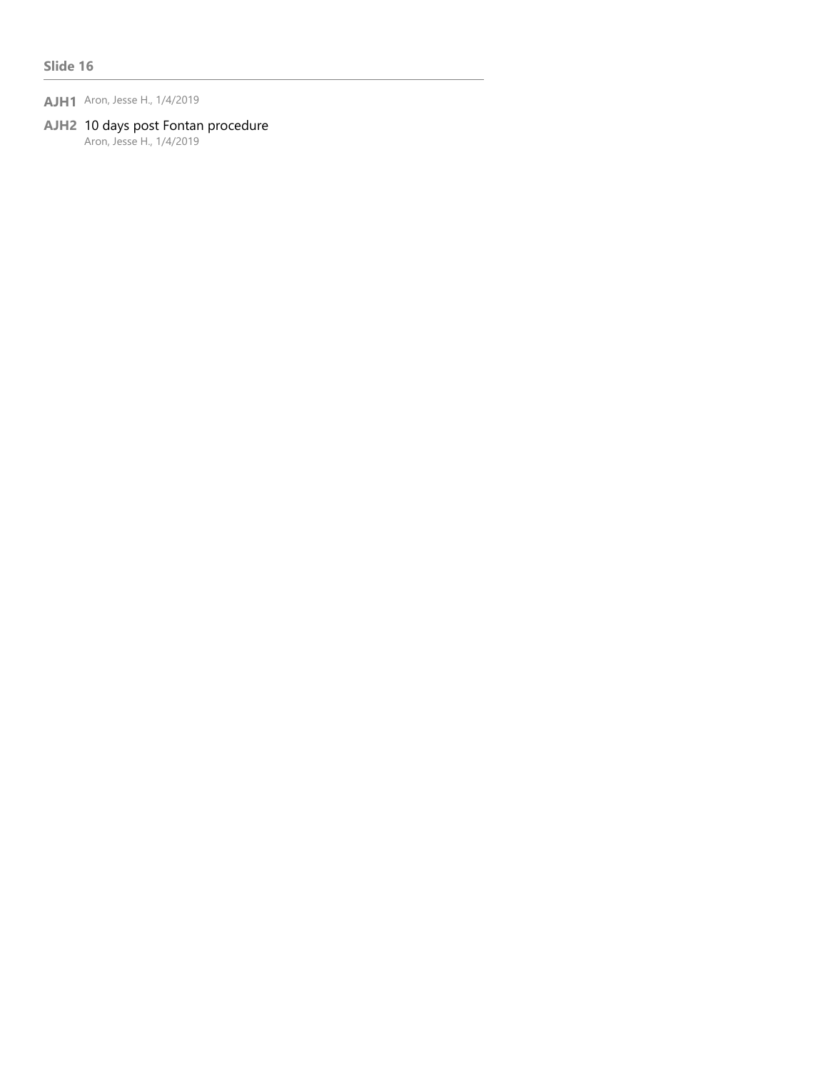**Slide 16**

---

**AJH1** Aron, Jesse H., 1/4/2019

**AJH2** 10 days post Fontan procedure
Aron, Jesse H., 1/4/2019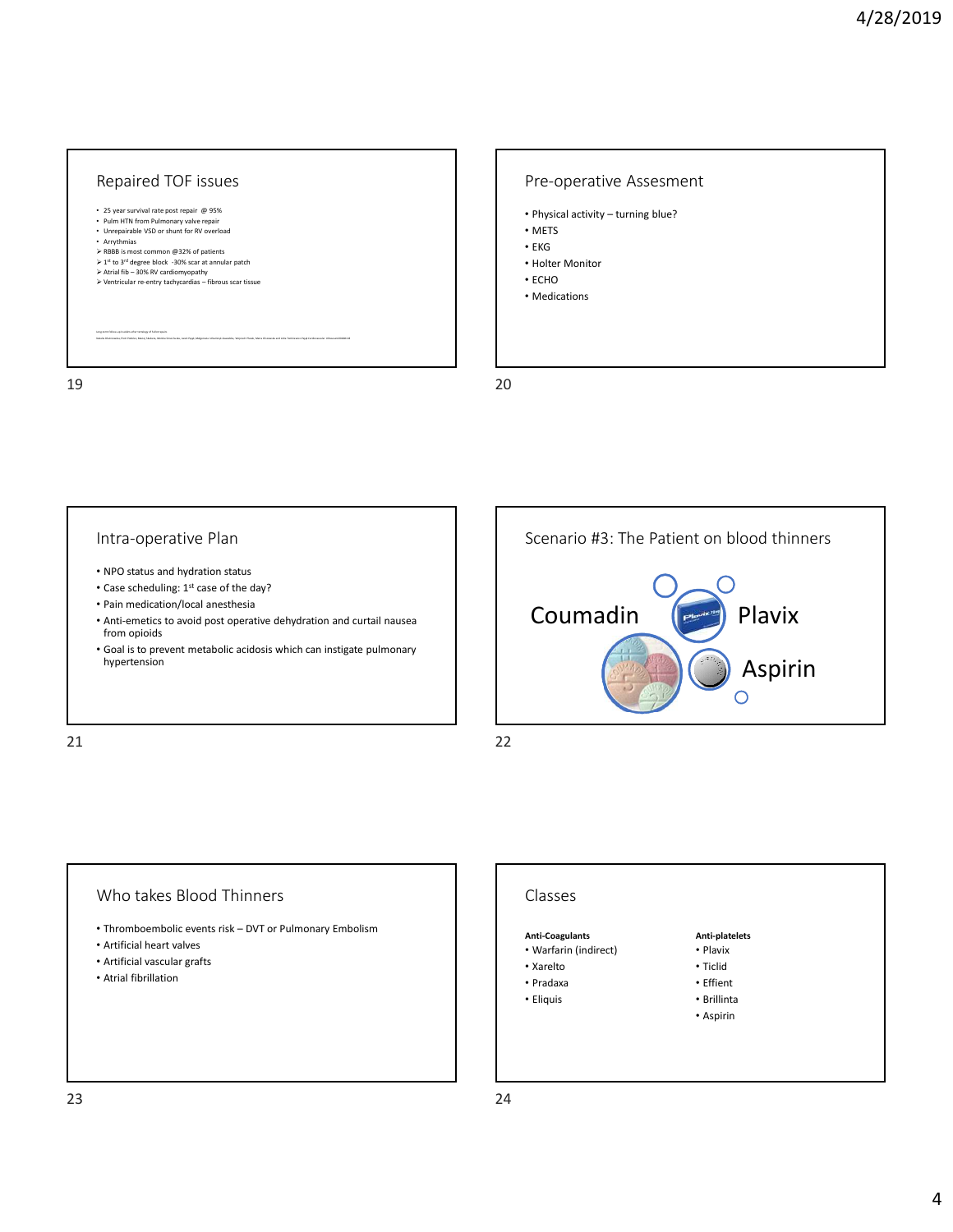## Repaired TOF issues

- 25 year survival rate post repair @ 95%
- Pulm HTN from Pulmonary valve repair
- Unrepairable VSD or shunt for RV overload
- Arrythmias
  - RBBB is most common @32% of patients
  - 1[st] to 3[rd] degree block -30% scar at annular patch
  - Atrial fib – 30% RV cardiomyopathy
  - Ventricular re-entry tachycardias – fibrous scar tissue

## Pre-operative Assesment

- Physical activity – turning blue?
- METS
- EKG
- Holter Monitor
- ECHO
- Medications

## Intra-operative Plan

- NPO status and hydration status
- Case scheduling: 1[st] case of the day?
- Pain medication/local anesthesia
- Anti-emetics to avoid post operative dehydration and curtail nausea from opioids
- Goal is to prevent metabolic acidosis which can instigate pulmonary hypertension

## Scenario #3: The Patient on blood thinners

Coumadin

Plavix

Aspirin

## Who takes Blood Thinners

- Thromboembolic events risk – DVT or Pulmonary Embolism
- Artificial heart valves
- Artificial vascular grafts
- Atrial fibrillation

## Classes

**Anti-Coagulants**

- Warfarin (indirect)
- Xarelto
- Pradaxa
- Eliquis

**Anti-platelets**

- Plavix
- Ticlid
- Effient
- Brillinta
- Aspirin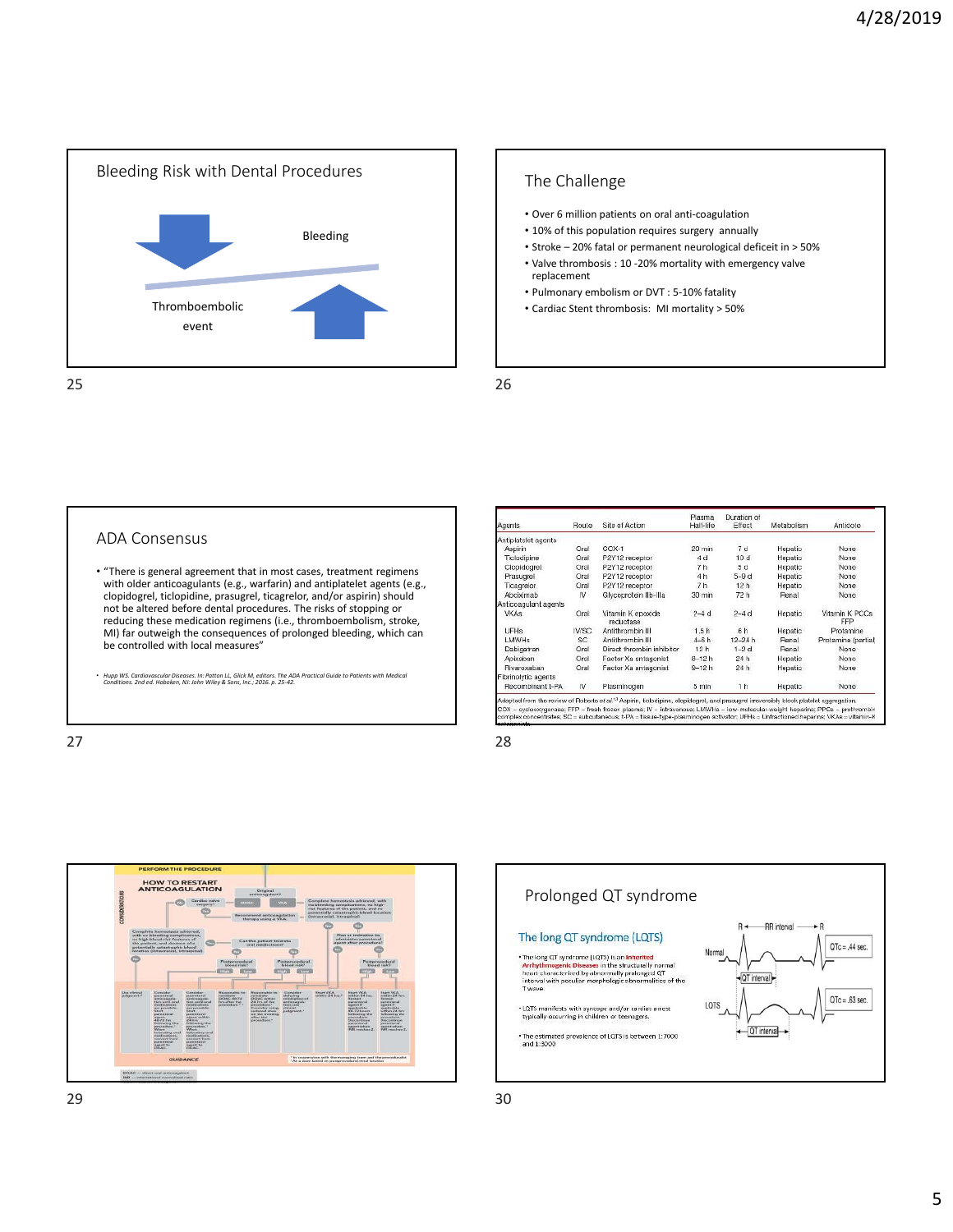## Bleeding Risk with Dental Procedures

Bleeding

Thromboembolic event

## The Challenge

- Over 6 million patients on oral anti-coagulation
- 10% of this population requires surgery annually
- Stroke – 20% fatal or permanent neurological deficeit in > 50%
- Valve thrombosis : 10 -20% mortality with emergency valve replacement
- Pulmonary embolism or DVT : 5-10% fatality
- Cardiac Stent thrombosis: MI mortality > 50%

## ADA Consensus

- "There is general agreement that in most cases, treatment regimens with older anticoagulants (e.g., warfarin) and antiplatelet agents (e.g., clopidogrel, ticlopidine, prasugrel, ticagrelor, and/or aspirin) should not be altered before dental procedures. The risks of stopping or reducing these medication regimens (i.e., thromboembolism, stroke, MI) far outweigh the consequences of prolonged bleeding, which can be controlled with local measures"

- *Hupp WS. Cardiovascular Diseases. In: Patton LL, Glick M, editors. The ADA Practical Guide to Patients with Medical Conditions. 2nd ed. Hoboken, NJ: John Wiley & Sons, Inc.; 2016. p. 25-42.*

| Agents | Route | Site of Action | Plasma Half-life | Duration of Effect | Metabolism | Antidote |
|---|---|---|---|---|---|---|
| Antiplatelet agents | | | | | | |
| Aspirin | Oral | COX-1 | 20 min | 7 d | Hepatic | None |
| Ticlodipine | Oral | P2Y12 receptor | 4 d | 10 d | Hepatic | None |
| Clopidogrel | Oral | P2Y12 receptor | 7 h | 5 d | Hepatic | None |
| Prasugrel | Oral | P2Y12 receptor | 4 h | 5–9 d | Hepatic | None |
| Ticagrelor | Oral | P2Y12 receptor | 7 h | 12 h | Hepatic | None |
| Abciximab | IV | Glycoprotein IIb-IIIa | 30 min | 72 h | Renal | None |
| Anticoagulant agents | | | | | | |
| VKAs | Oral | Vitamin K epoxide reductase | 2–4 d | 2–4 d | Hepatic | Vitamin K PCCs FFP |
| UFHs | IV/SC | Antithrombin III | 1.5 h | 6 h | Hepatic | Protamine |
| LMWHs | SC | Antithrombin III | 4–6 h | 12–24 h | Renal | Protamine (partial) |
| Dabigatran | Oral | Direct thrombin inhibitor | 12 h | 1–2 d | Renal | None |
| Apixaban | Oral | Factor Xa antagonist | 8–12 h | 24 h | Hepatic | None |
| Rivaroxaban | Oral | Factor Xa antagonist | 9–12 h | 24 h | Hepatic | None |
| Fibrinolytic agents | | | | | | |
| Recombinant t-PA | IV | Plasminogen | 5 min | 1 h | Hepatic | None |

Adapted from the review of Roberts et al.[13] Aspirin, ticlodipine, clopidogrel, and prasugrel irreversibly block platelet aggregation.
COX = cyclooxygenase; FFP = fresh frozen plasma; IV = intravenous; LMWHs = low-molecular-weight heparins; PPCs = prothrombin complex concentrates; SC = subcutaneous; t-PA = tissue-type-plasminogen activator; UFHs = Unfractionated heparins; VKAs = vitamin-K antagonists.

PERFORM THE PROCEDURE

HOW TO RESTART ANTICOAGULATION

## Prolonged QT syndrome

### The long QT syndrome (LQTS)

- The long QT syndrome (LQTS) is an inherited Arrhythmogenic Diseases in the structurally normal heart characterized by abnormally prolonged QT interval with peculiar morphologic abnormalities of the T wave.
- LQTS manifests with syncope and/or cardiac arrest typically occurring in children or teenagers.
- The estimated prevalence of LQTS is between 1:7000 and 1:5000

Normal — RR interval — QTc = .44 sec. — QT interval

LQTS — QTc = .63 sec. — QT interval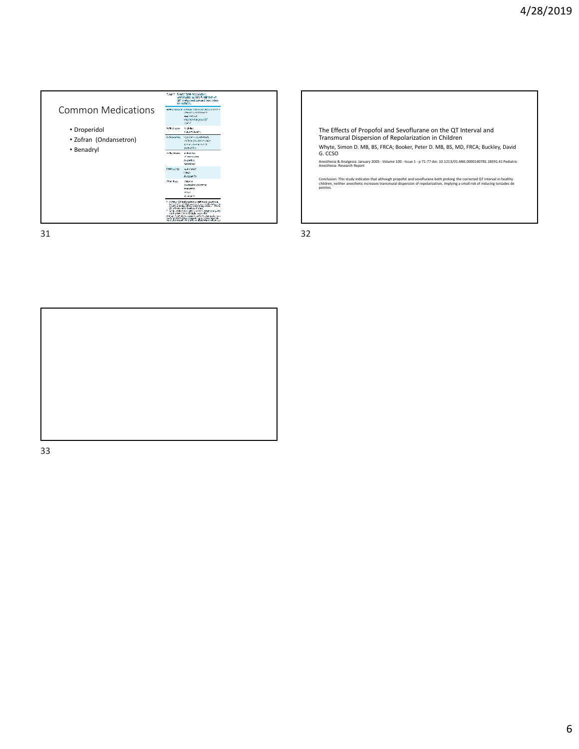## Common Medications

- Droperidol
- Zofran (Ondansetron)
- Benadryl

The Effects of Propofol and Sevoflurane on the QT Interval and Transmural Dispersion of Repolarization in Children

Whyte, Simon D. MB, BS, FRCA; Booker, Peter D. MB, BS, MD, FRCA; Buckley, David G. CCSO

Anesthesia & Analgesia: January 2005 - Volume 100 - Issue 1 - p 71-77 doi: 10.1213/01.ANE.0000140781.18391.41 Pediatric Anesthesia: Research Report

Conclusion: This study indicates that although propofol and sevoflurane both prolong the corrected QT interval in healthy children, neither anesthetic increases transmural dispersion of repolarization, implying a small risk of inducing torsades de pointes.